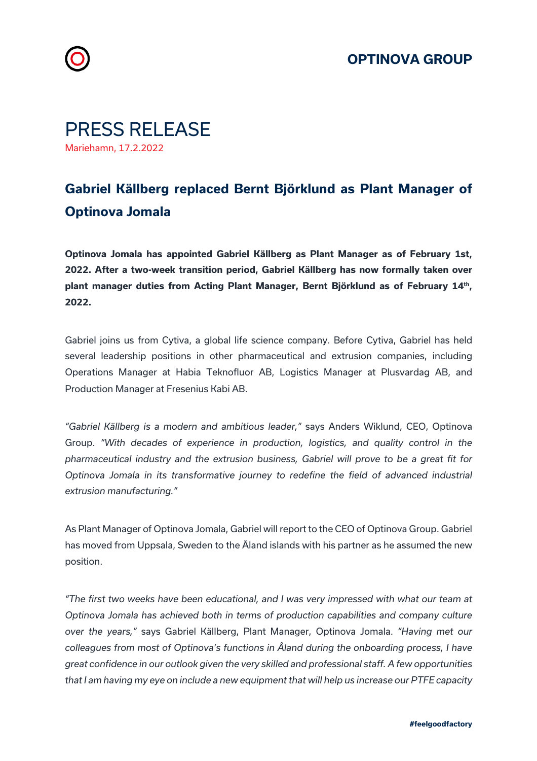**OPTINOVA GROUP**

# PRESS RELEASE

Mariehamn, 17.2.2022

## Gabriel Källberg replaced Bernt Björklund as Plant Manager of Optinova Jomala

**Optinova Jomala has appointed Gabriel Källberg as Plant Manager as of February 1st, 2022. After a two-week transition period, Gabriel Källberg has now formally taken over plant manager duties from Acting Plant Manager, Bernt Björklund as of February 14th, 2022.**

Gabriel joins us from Cytiva, a global life science company. Before Cytiva, Gabriel has held several leadership positions in other pharmaceutical and extrusion companies, including Operations Manager at Habia Teknofluor AB, Logistics Manager at Plusvardag AB, and Production Manager at Fresenius Kabi AB.

*"Gabriel Källberg is a modern and ambitious leader,"* says Anders Wiklund, CEO, Optinova Group. *"With decades of experience in production, logistics, and quality control in the pharmaceutical industry and the extrusion business, Gabriel will prove to be a great fit for Optinova Jomala in its transformative journey to redefine the field of advanced industrial extrusion manufacturing."*

As Plant Manager of Optinova Jomala, Gabriel will report to the CEO of Optinova Group. Gabriel has moved from Uppsala, Sweden to the Åland islands with his partner as he assumed the new position.

*"The first two weeks have been educational, and I was very impressed with what our team at Optinova Jomala has achieved both in terms of production capabilities and company culture over the years,"* says Gabriel Källberg, Plant Manager, Optinova Jomala. *"Having met our colleagues from most of Optinova's functions in Åland during the onboarding process, I have great confidence in our outlook given the very skilled and professional staff. A few opportunities that I am having my eye on include a new equipment that will help us increase our PTFE capacity*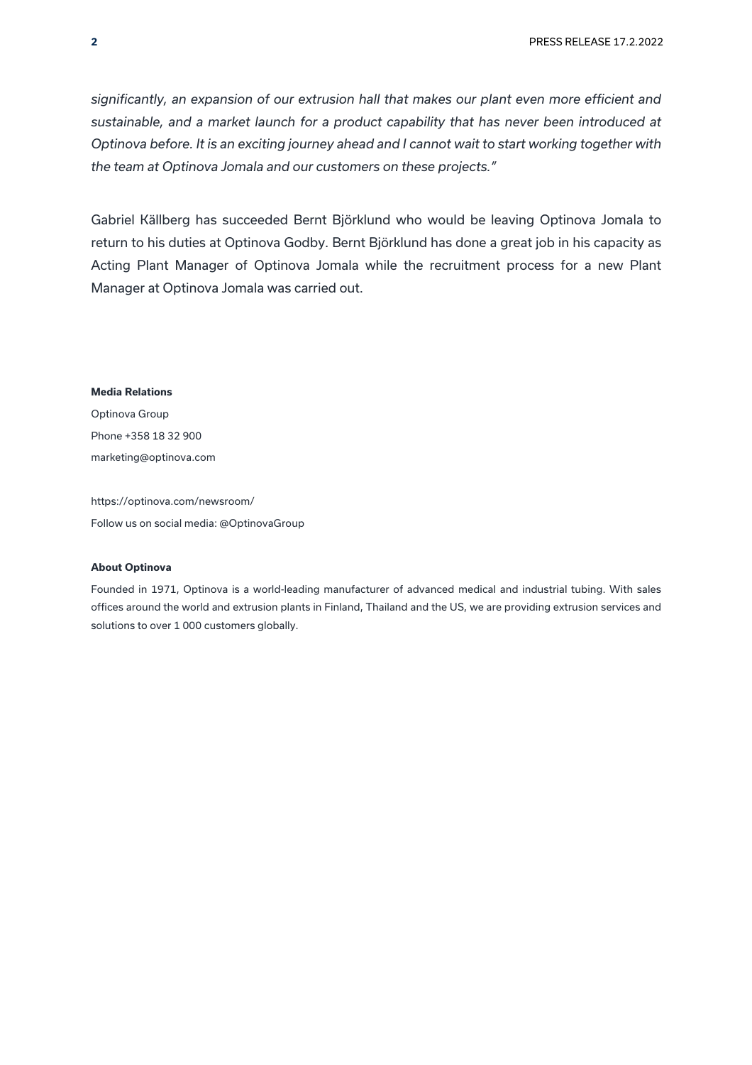*significantly, an expansion of our extrusion hall that makes our plant even more efficient and sustainable, and a market launch for a product capability that has never been introduced at Optinova before. It is an exciting journey ahead and I cannot wait to start working together with the team at Optinova Jomala and our customers on these projects."*

Gabriel Källberg has succeeded Bernt Björklund who would be leaving Optinova Jomala to return to his duties at Optinova Godby. Bernt Björklund has done a great job in his capacity as Acting Plant Manager of Optinova Jomala while the recruitment process for a new Plant Manager at Optinova Jomala was carried out.

**Media Relations**

Optinova Group

Phone +358 18 32 900

marketing@optinova.com

https://optinova.com/newsroom/

Follow us on social media: @OptinovaGroup

**About Optinova**

Founded in 1971, Optinova is a world-leading manufacturer of advanced medical and industrial tubing. With sales offices around the world and extrusion plants in Finland, Thailand and the US, we are providing extrusion services and solutions to over 1 000 customers globally.